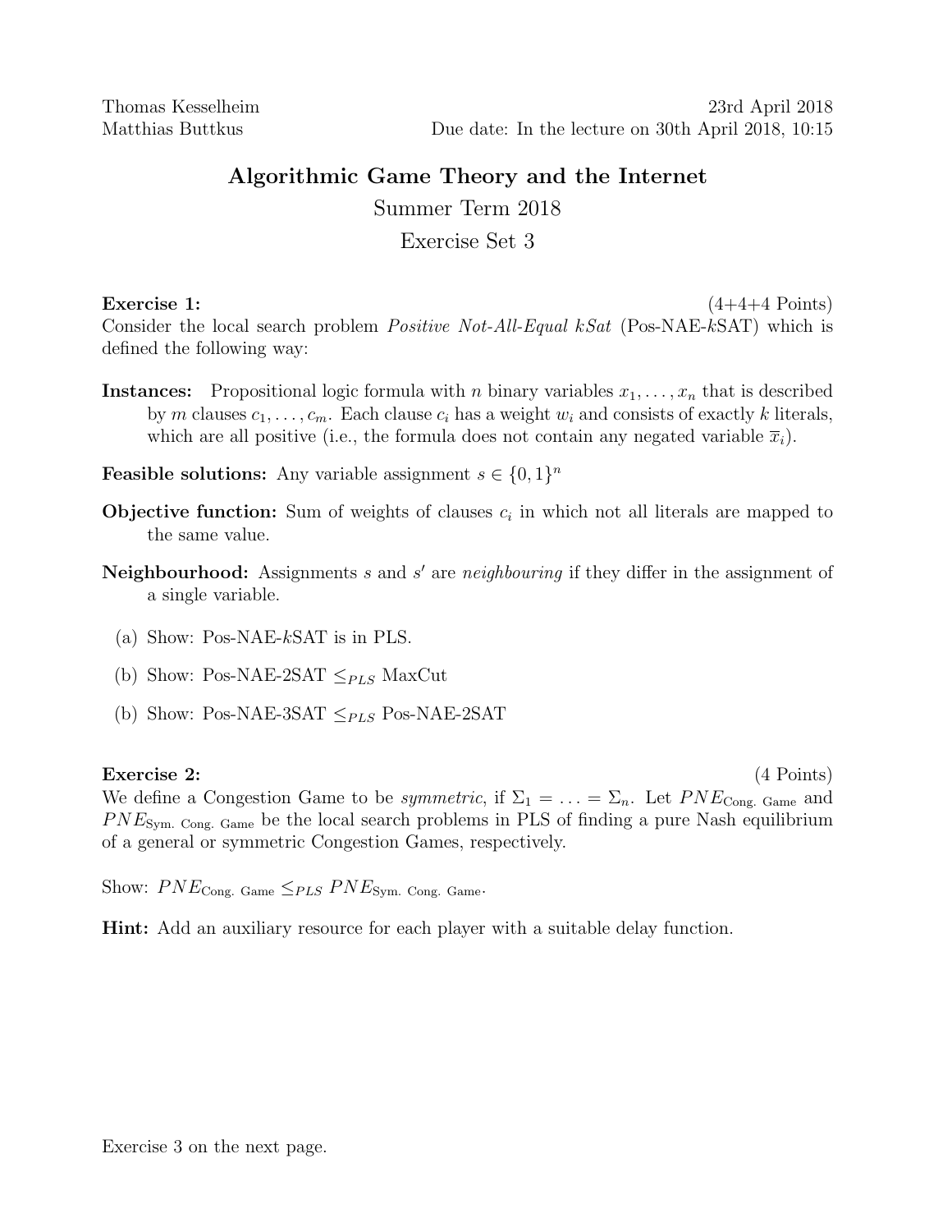Thomas Kesselheim 23rd April 2018
Matthias Buttkus Due date: In the lecture on 30th April 2018, 10:15

# Algorithmic Game Theory and the Internet

## Summer Term 2018

## Exercise Set 3

**Exercise 1:** (4+4+4 Points)
Consider the local search problem *Positive Not-All-Equal kSat* (Pos-NAE-$k$SAT) which is defined the following way:

**Instances:** Propositional logic formula with $n$ binary variables $x_1, \ldots, x_n$ that is described by $m$ clauses $c_1, \ldots, c_m$. Each clause $c_i$ has a weight $w_i$ and consists of exactly $k$ literals, which are all positive (i.e., the formula does not contain any negated variable $\overline{x}_i$).

**Feasible solutions:** Any variable assignment $s \in \{0, 1\}^n$

**Objective function:** Sum of weights of clauses $c_i$ in which not all literals are mapped to the same value.

**Neighbourhood:** Assignments $s$ and $s'$ are *neighbouring* if they differ in the assignment of a single variable.

(a) Show: Pos-NAE-$k$SAT is in PLS.

(b) Show: Pos-NAE-2SAT $\leq_{PLS}$ MaxCut

(b) Show: Pos-NAE-3SAT $\leq_{PLS}$ Pos-NAE-2SAT

**Exercise 2:** (4 Points)
We define a Congestion Game to be *symmetric*, if $\Sigma_1 = \ldots = \Sigma_n$. Let $PNE_{\text{Cong. Game}}$ and $PNE_{\text{Sym. Cong. Game}}$ be the local search problems in PLS of finding a pure Nash equilibrium of a general or symmetric Congestion Games, respectively.

Show: $PNE_{\text{Cong. Game}} \leq_{PLS} PNE_{\text{Sym. Cong. Game}}$.

**Hint:** Add an auxiliary resource for each player with a suitable delay function.

Exercise 3 on the next page.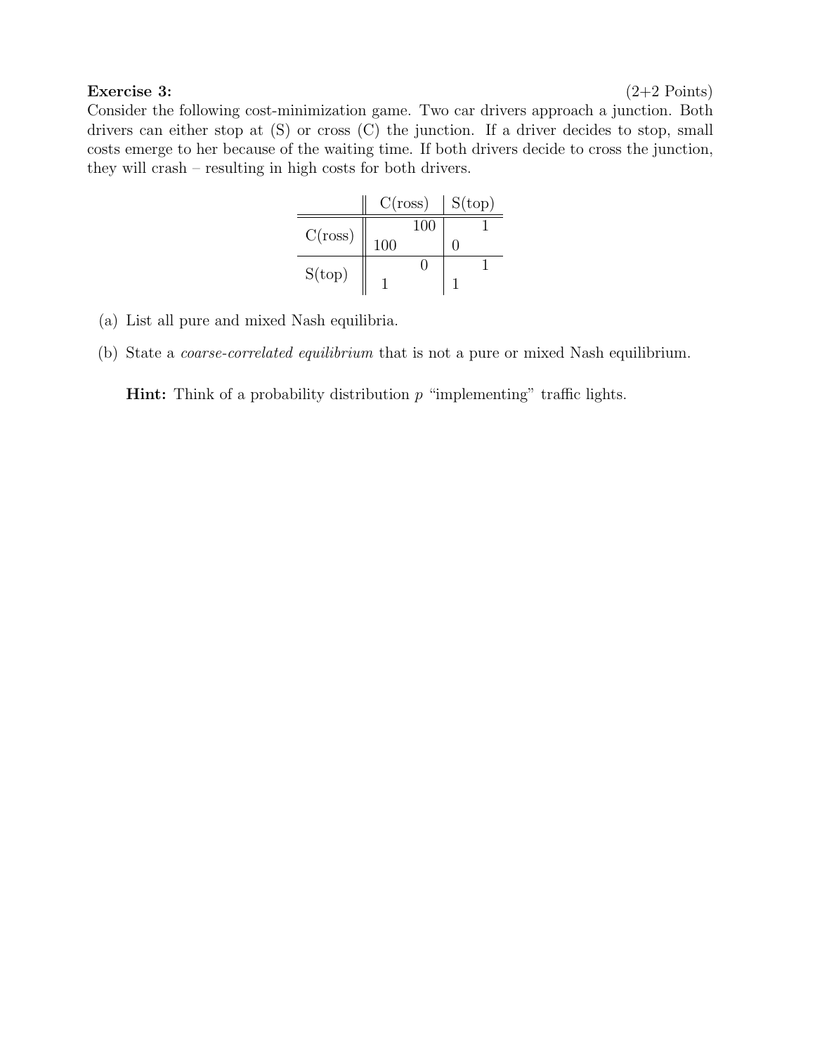**Exercise 3:** (2+2 Points)

Consider the following cost-minimization game. Two car drivers approach a junction. Both drivers can either stop at (S) or cross (C) the junction. If a driver decides to stop, small costs emerge to her because of the waiting time. If both drivers decide to cross the junction, they will crash – resulting in high costs for both drivers.

| | C(ross) | S(top) |
|---|---|---|
| C(ross) | 100, 100 | 0, 1 |
| S(top) | 1, 0 | 1, 1 |

(a) List all pure and mixed Nash equilibria.

(b) State a *coarse-correlated equilibrium* that is not a pure or mixed Nash equilibrium.

**Hint:** Think of a probability distribution $p$ "implementing" traffic lights.